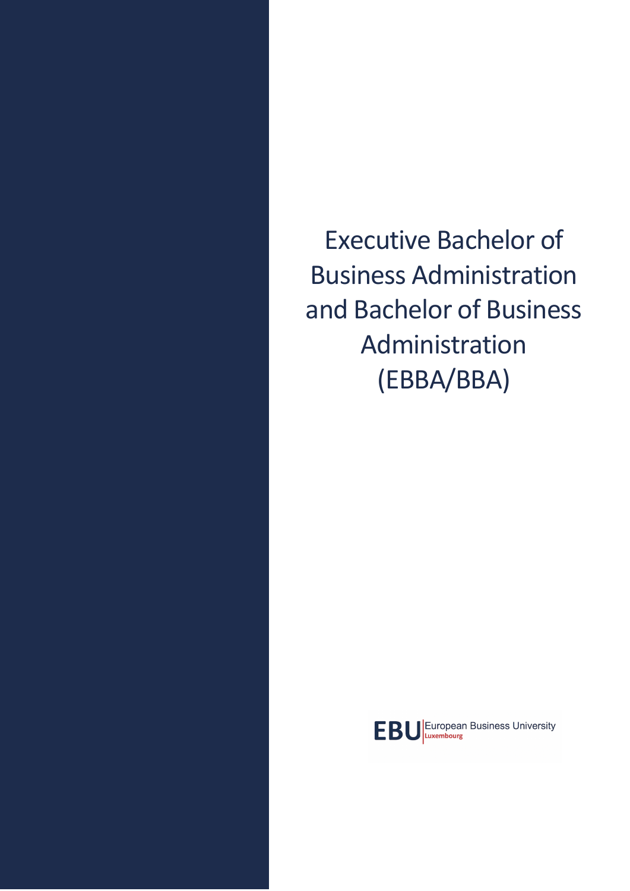# Executive Bachelor of Business Administration and Bachelor of Business Administration (EBBA/BBA)

EBU European Business University Luxembourg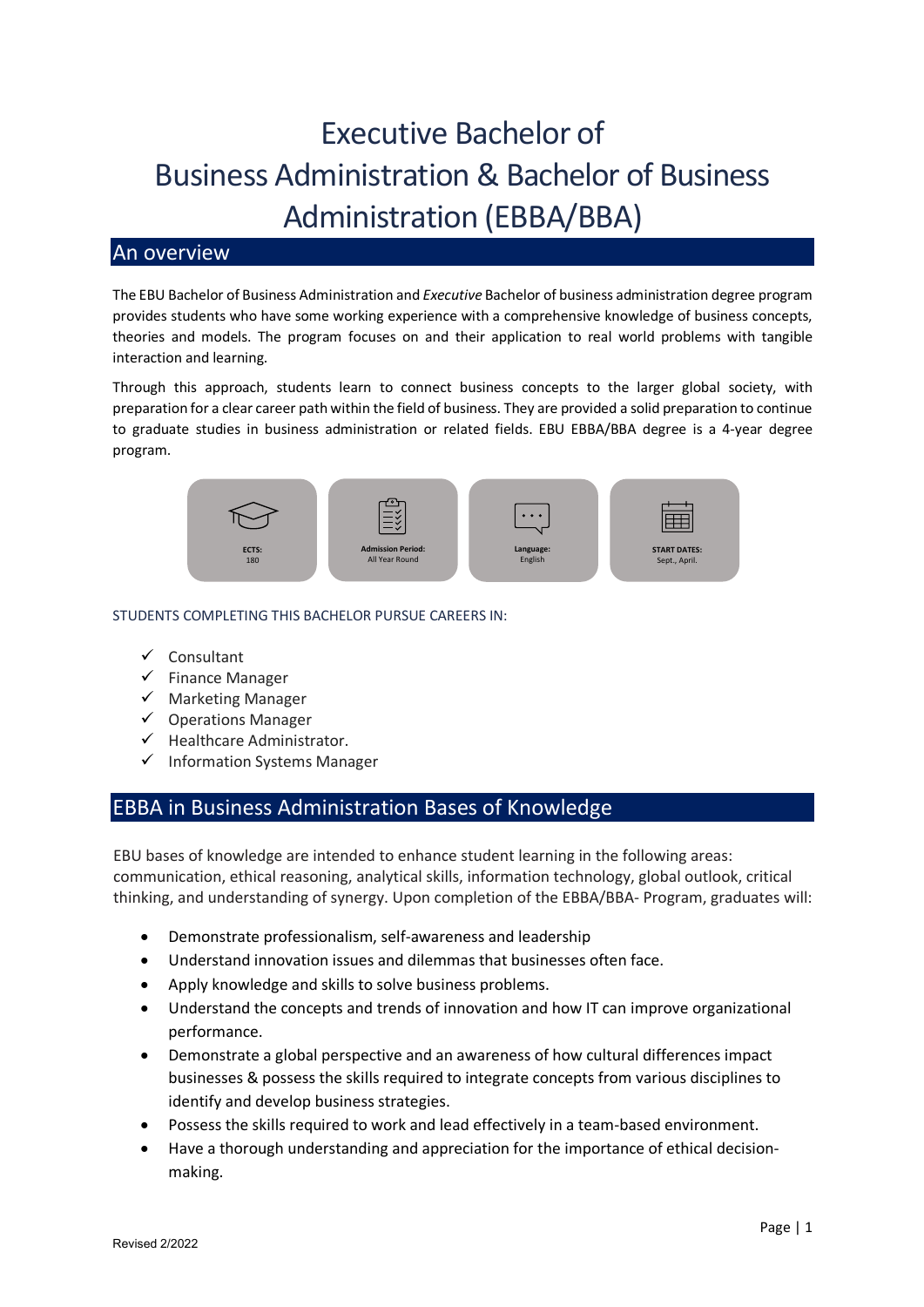# Executive Bachelor of Business Administration & Bachelor of Business Administration (EBBA/BBA)

## An overview

The EBU Bachelor of Business Administration and *Executive* Bachelor of business administration degree program provides students who have some working experience with a comprehensive knowledge of business concepts, theories and models. The program focuses on and their application to real world problems with tangible interaction and learning.

Through this approach, students learn to connect business concepts to the larger global society, with preparation for a clear career path within the field of business. They are provided a solid preparation to continue to graduate studies in business administration or related fields. EBU EBBA/BBA degree is a 4-year degree program.

**ECTS:** 180

**Admission Period:** All Year Round

**Language:** English

**START DATES:** Sept., April.

STUDENTS COMPLETING THIS BACHELOR PURSUE CAREERS IN:

- ✓ Consultant
- ✓ Finance Manager
- ✓ Marketing Manager
- ✓ Operations Manager
- ✓ Healthcare Administrator.
- ✓ Information Systems Manager

## EBBA in Business Administration Bases of Knowledge

EBU bases of knowledge are intended to enhance student learning in the following areas: communication, ethical reasoning, analytical skills, information technology, global outlook, critical thinking, and understanding of synergy. Upon completion of the EBBA/BBA- Program, graduates will:

- Demonstrate professionalism, self-awareness and leadership
- Understand innovation issues and dilemmas that businesses often face.
- Apply knowledge and skills to solve business problems.
- Understand the concepts and trends of innovation and how IT can improve organizational performance.
- Demonstrate a global perspective and an awareness of how cultural differences impact businesses & possess the skills required to integrate concepts from various disciplines to identify and develop business strategies.
- Possess the skills required to work and lead effectively in a team-based environment.
- Have a thorough understanding and appreciation for the importance of ethical decision-making.

Revised 2/2022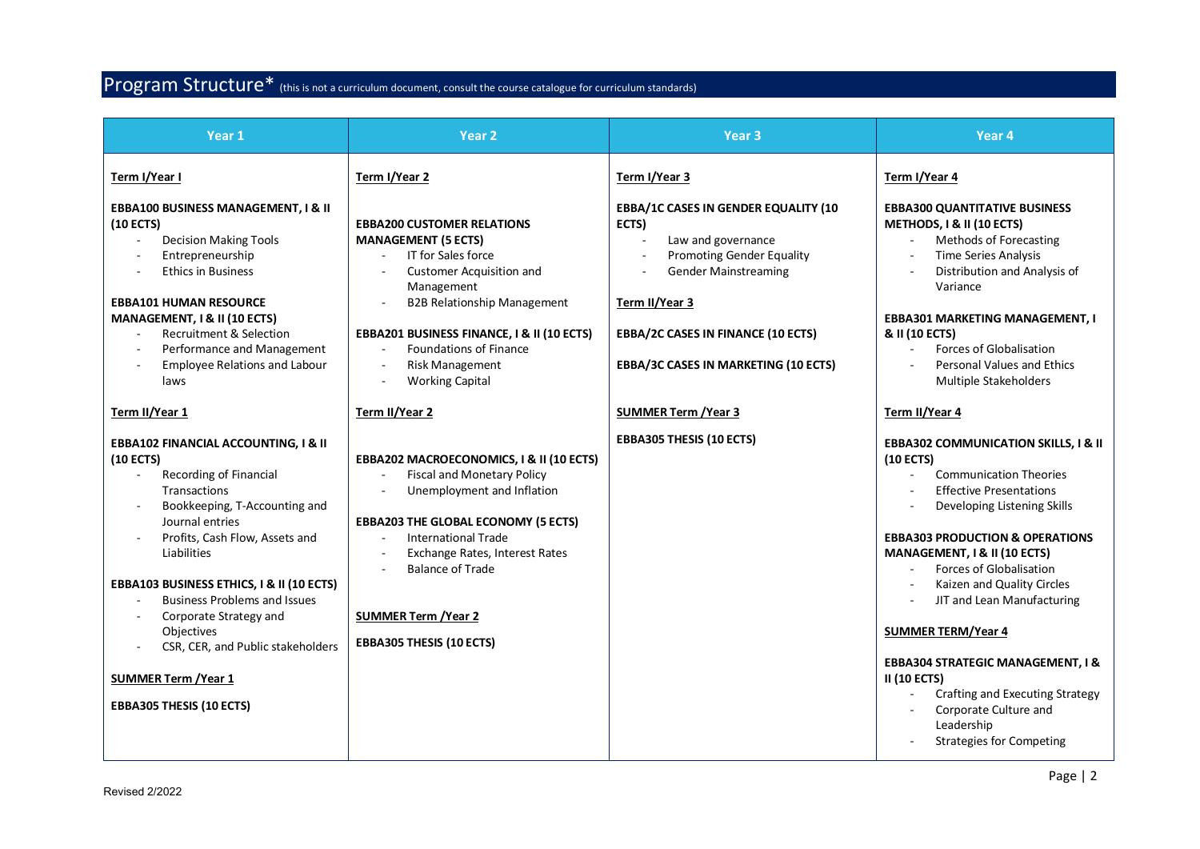# Program Structure* (this is not a curriculum document, consult the course catalogue for curriculum standards)

| Year 1 | Year 2 | Year 3 | Year 4 |
|---|---|---|---|
| **Term I/Year I**<br><br>**EBBA100 BUSINESS MANAGEMENT, I & II (10 ECTS)**<br>- Decision Making Tools<br>- Entrepreneurship<br>- Ethics in Business<br><br>**EBBA101 HUMAN RESOURCE MANAGEMENT, I & II (10 ECTS)**<br>- Recruitment & Selection<br>- Performance and Management<br>- Employee Relations and Labour laws<br><br>**Term II/Year 1**<br><br>**EBBA102 FINANCIAL ACCOUNTING, I & II (10 ECTS)**<br>- Recording of Financial Transactions<br>- Bookkeeping, T-Accounting and Journal entries<br>- Profits, Cash Flow, Assets and Liabilities<br><br>**EBBA103 BUSINESS ETHICS, I & II (10 ECTS)**<br>- Business Problems and Issues<br>- Corporate Strategy and Objectives<br>- CSR, CER, and Public stakeholders<br><br>**SUMMER Term /Year 1**<br><br>**EBBA305 THESIS (10 ECTS)** | **Term I/Year 2**<br><br>**EBBA200 CUSTOMER RELATIONS MANAGEMENT (5 ECTS)**<br>- IT for Sales force<br>- Customer Acquisition and Management<br>- B2B Relationship Management<br><br>**EBBA201 BUSINESS FINANCE, I & II (10 ECTS)**<br>- Foundations of Finance<br>- Risk Management<br>- Working Capital<br><br>**Term II/Year 2**<br><br>**EBBA202 MACROECONOMICS, I & II (10 ECTS)**<br>- Fiscal and Monetary Policy<br>- Unemployment and Inflation<br><br>**EBBA203 THE GLOBAL ECONOMY (5 ECTS)**<br>- International Trade<br>- Exchange Rates, Interest Rates<br>- Balance of Trade<br><br>**SUMMER Term /Year 2**<br><br>**EBBA305 THESIS (10 ECTS)** | **Term I/Year 3**<br><br>**EBBA/1C CASES IN GENDER EQUALITY (10 ECTS)**<br>- Law and governance<br>- Promoting Gender Equality<br>- Gender Mainstreaming<br><br>**Term II/Year 3**<br><br>**EBBA/2C CASES IN FINANCE (10 ECTS)**<br><br>**EBBA/3C CASES IN MARKETING (10 ECTS)**<br><br>**SUMMER Term /Year 3**<br><br>**EBBA305 THESIS (10 ECTS)** | **Term I/Year 4**<br><br>**EBBA300 QUANTITATIVE BUSINESS METHODS, I & II (10 ECTS)**<br>- Methods of Forecasting<br>- Time Series Analysis<br>- Distribution and Analysis of Variance<br><br>**EBBA301 MARKETING MANAGEMENT, I & II (10 ECTS)**<br>- Forces of Globalisation<br>- Personal Values and Ethics Multiple Stakeholders<br><br>**Term II/Year 4**<br><br>**EBBA302 COMMUNICATION SKILLS, I & II (10 ECTS)**<br>- Communication Theories<br>- Effective Presentations<br>- Developing Listening Skills<br><br>**EBBA303 PRODUCTION & OPERATIONS MANAGEMENT, I & II (10 ECTS)**<br>- Forces of Globalisation<br>- Kaizen and Quality Circles<br>- JIT and Lean Manufacturing<br><br>**SUMMER TERM/Year 4**<br><br>**EBBA304 STRATEGIC MANAGEMENT, I & II (10 ECTS)**<br>- Crafting and Executing Strategy<br>- Corporate Culture and Leadership<br>- Strategies for Competing |

Revised 2/2022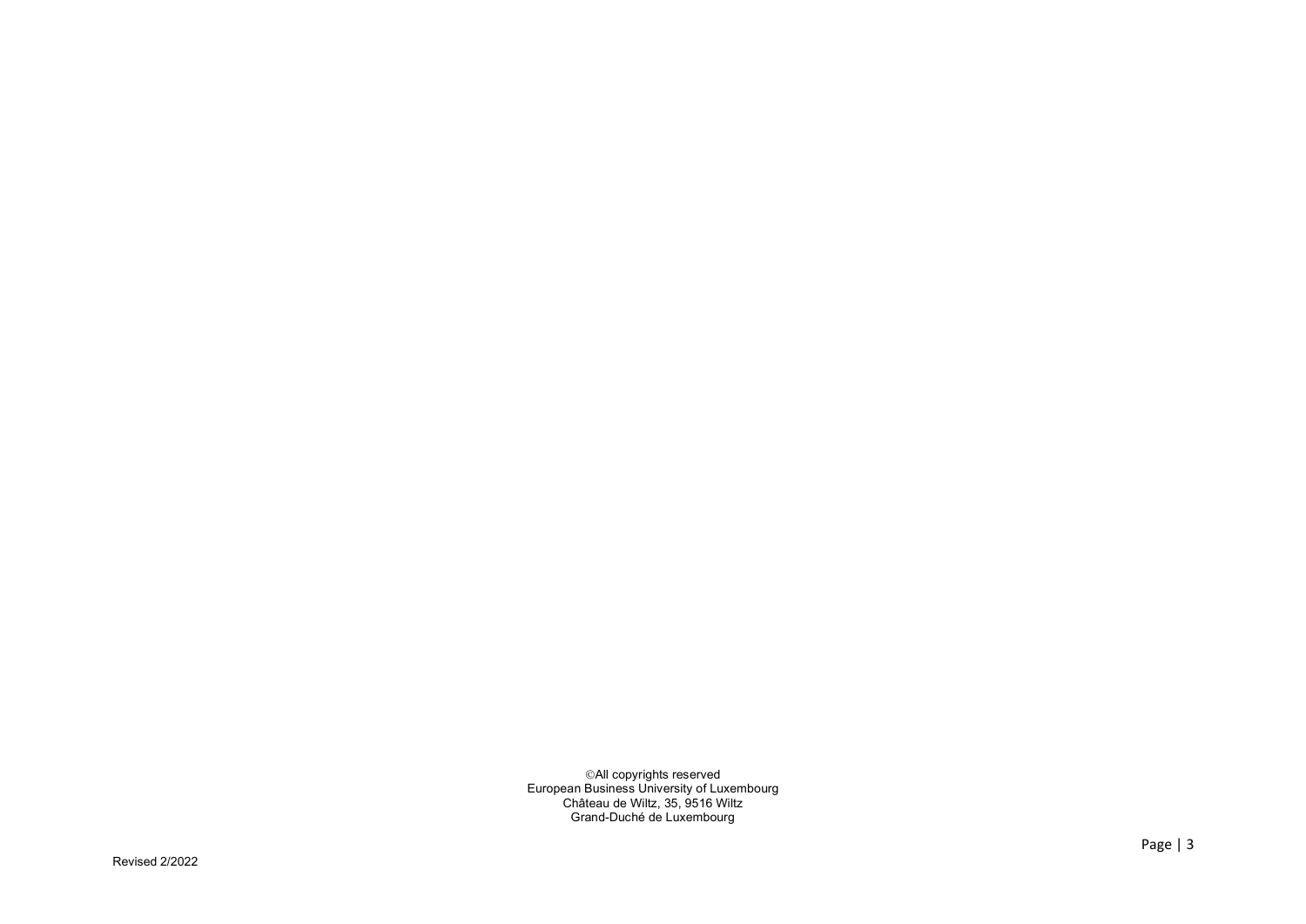©All copyrights reserved
European Business University of Luxembourg
Château de Wiltz, 35, 9516 Wiltz
Grand-Duché de Luxembourg

Revised 2/2022